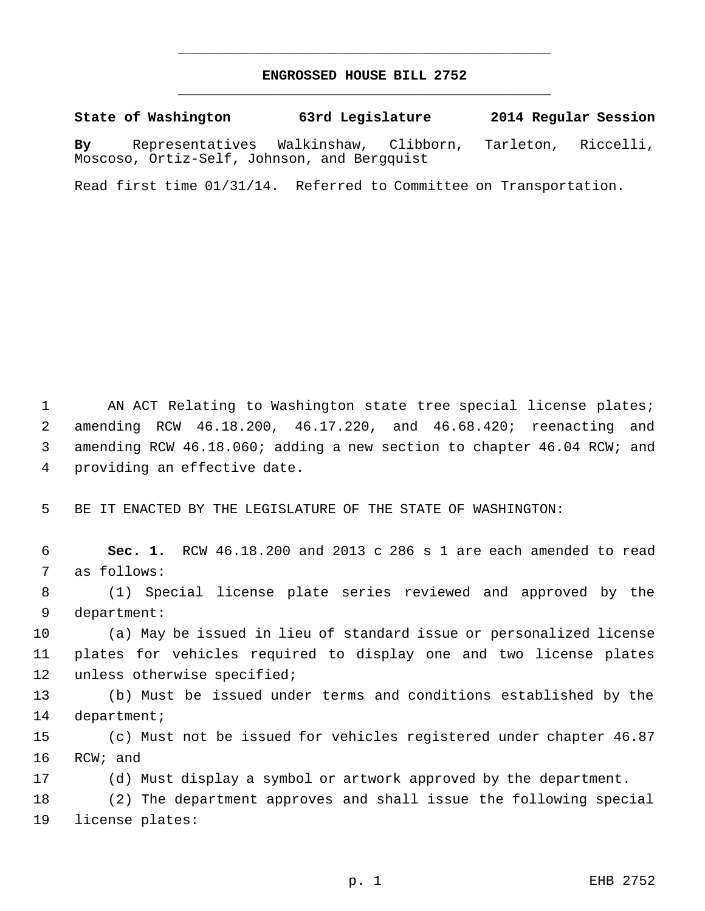# ENGROSSED HOUSE BILL 2752

**State of Washington 63rd Legislature 2014 Regular Session**

**By** Representatives Walkinshaw, Clibborn, Tarleton, Riccelli, Moscoso, Ortiz-Self, Johnson, and Bergquist

Read first time 01/31/14. Referred to Committee on Transportation.

AN ACT Relating to Washington state tree special license plates; amending RCW 46.18.200, 46.17.220, and 46.68.420; reenacting and amending RCW 46.18.060; adding a new section to chapter 46.04 RCW; and providing an effective date.

BE IT ENACTED BY THE LEGISLATURE OF THE STATE OF WASHINGTON:

**Sec. 1.** RCW 46.18.200 and 2013 c 286 s 1 are each amended to read as follows:

(1) Special license plate series reviewed and approved by the department:

(a) May be issued in lieu of standard issue or personalized license plates for vehicles required to display one and two license plates unless otherwise specified;

(b) Must be issued under terms and conditions established by the department;

(c) Must not be issued for vehicles registered under chapter 46.87 RCW; and

(d) Must display a symbol or artwork approved by the department.

(2) The department approves and shall issue the following special license plates: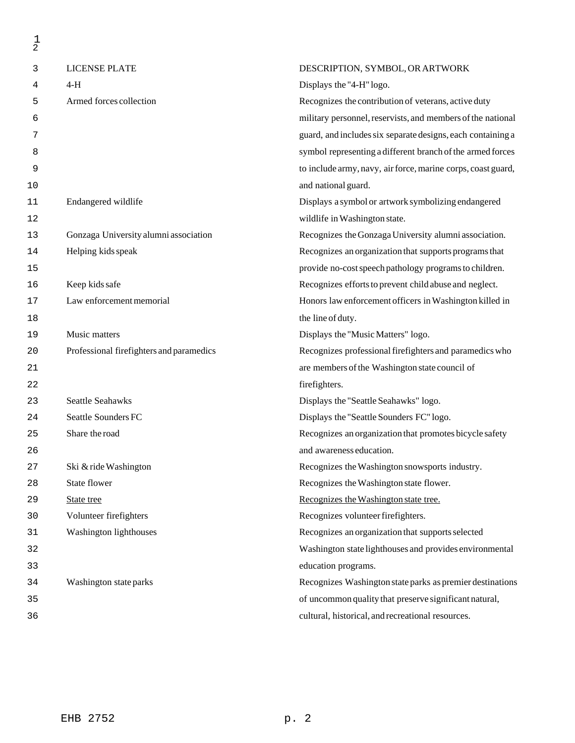| LICENSE PLATE | DESCRIPTION, SYMBOL, OR ARTWORK |
| --- | --- |
| 4-H | Displays the "4-H" logo. |
| Armed forces collection | Recognizes the contribution of veterans, active duty military personnel, reservists, and members of the national guard, and includes six separate designs, each containing a symbol representing a different branch of the armed forces to include army, navy, air force, marine corps, coast guard, and national guard. |
| Endangered wildlife | Displays a symbol or artwork symbolizing endangered wildlife in Washington state. |
| Gonzaga University alumni association | Recognizes the Gonzaga University alumni association. |
| Helping kids speak | Recognizes an organization that supports programs that provide no-cost speech pathology programs to children. |
| Keep kids safe | Recognizes efforts to prevent child abuse and neglect. |
| Law enforcement memorial | Honors law enforcement officers in Washington killed in the line of duty. |
| Music matters | Displays the "Music Matters" logo. |
| Professional firefighters and paramedics | Recognizes professional firefighters and paramedics who are members of the Washington state council of firefighters. |
| Seattle Seahawks | Displays the "Seattle Seahawks" logo. |
| Seattle Sounders FC | Displays the "Seattle Sounders FC" logo. |
| Share the road | Recognizes an organization that promotes bicycle safety and awareness education. |
| Ski & ride Washington | Recognizes the Washington snowsports industry. |
| State flower | Recognizes the Washington state flower. |
| <u>State tree</u> | <u>Recognizes the Washington state tree.</u> |
| Volunteer firefighters | Recognizes volunteer firefighters. |
| Washington lighthouses | Recognizes an organization that supports selected Washington state lighthouses and provides environmental education programs. |
| Washington state parks | Recognizes Washington state parks as premier destinations of uncommon quality that preserve significant natural, cultural, historical, and recreational resources. |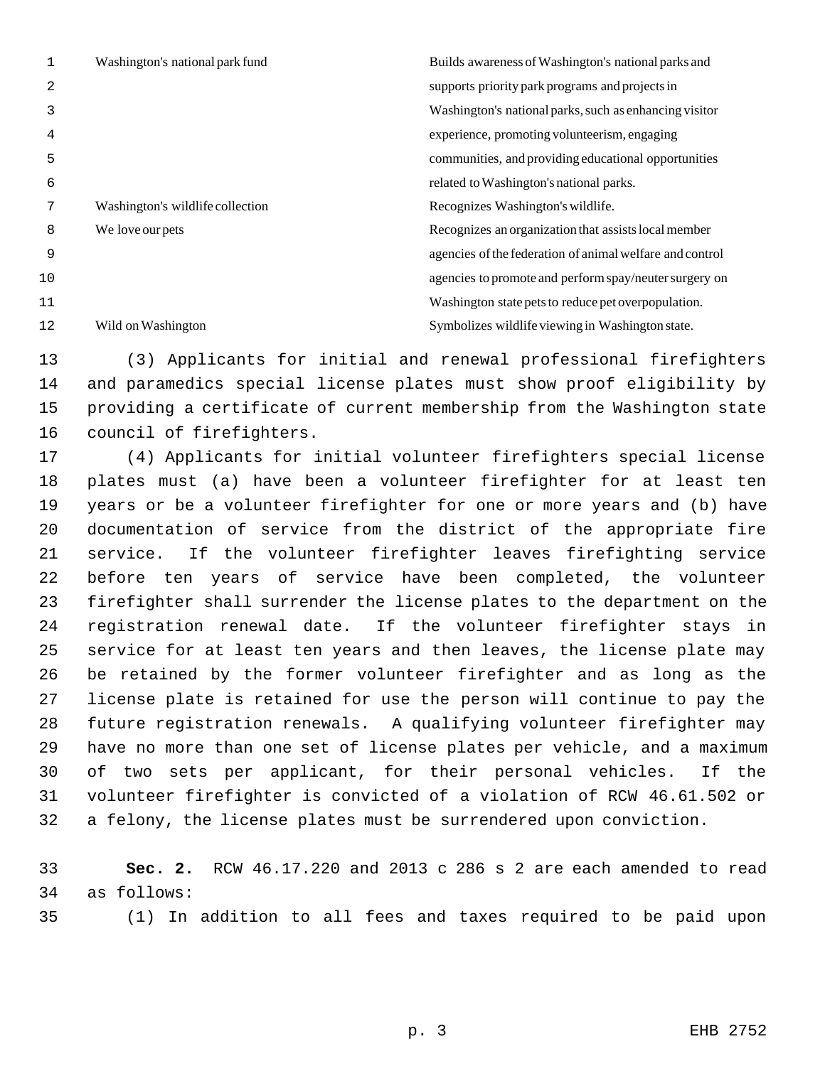| | |
|---|---|
| Washington's national park fund | Builds awareness of Washington's national parks and supports priority park programs and projects in Washington's national parks, such as enhancing visitor experience, promoting volunteerism, engaging communities, and providing educational opportunities related to Washington's national parks. |
| Washington's wildlife collection | Recognizes Washington's wildlife. |
| We love our pets | Recognizes an organization that assists local member agencies of the federation of animal welfare and control agencies to promote and perform spay/neuter surgery on Washington state pets to reduce pet overpopulation. |
| Wild on Washington | Symbolizes wildlife viewing in Washington state. |

(3) Applicants for initial and renewal professional firefighters and paramedics special license plates must show proof eligibility by providing a certificate of current membership from the Washington state council of firefighters.

(4) Applicants for initial volunteer firefighters special license plates must (a) have been a volunteer firefighter for at least ten years or be a volunteer firefighter for one or more years and (b) have documentation of service from the district of the appropriate fire service. If the volunteer firefighter leaves firefighting service before ten years of service have been completed, the volunteer firefighter shall surrender the license plates to the department on the registration renewal date. If the volunteer firefighter stays in service for at least ten years and then leaves, the license plate may be retained by the former volunteer firefighter and as long as the license plate is retained for use the person will continue to pay the future registration renewals. A qualifying volunteer firefighter may have no more than one set of license plates per vehicle, and a maximum of two sets per applicant, for their personal vehicles. If the volunteer firefighter is convicted of a violation of RCW 46.61.502 or a felony, the license plates must be surrendered upon conviction.

**Sec. 2.** RCW 46.17.220 and 2013 c 286 s 2 are each amended to read as follows:

(1) In addition to all fees and taxes required to be paid upon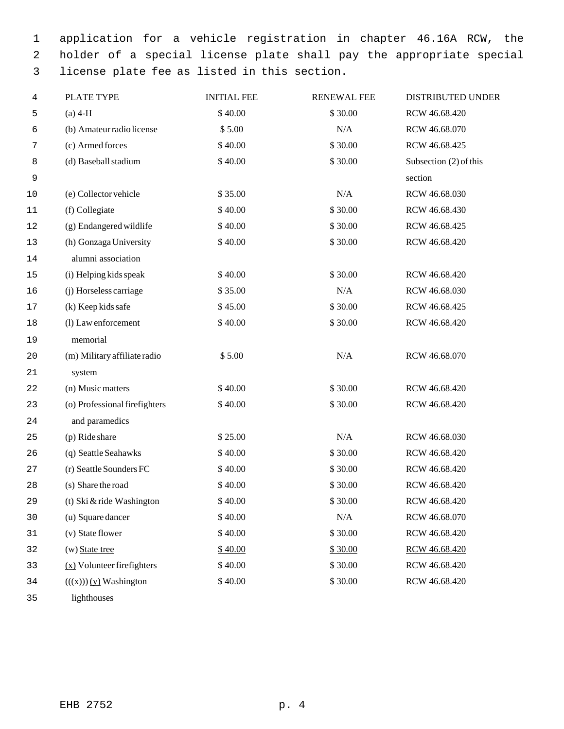application for a vehicle registration in chapter 46.16A RCW, the holder of a special license plate shall pay the appropriate special license plate fee as listed in this section.

| PLATE TYPE | INITIAL FEE | RENEWAL FEE | DISTRIBUTED UNDER |
|---|---|---|---|
| (a) 4-H | $ 40.00 | $ 30.00 | RCW 46.68.420 |
| (b) Amateur radio license | $ 5.00 | N/A | RCW 46.68.070 |
| (c) Armed forces | $ 40.00 | $ 30.00 | RCW 46.68.425 |
| (d) Baseball stadium | $ 40.00 | $ 30.00 | Subsection (2) of this section |
| (e) Collector vehicle | $ 35.00 | N/A | RCW 46.68.030 |
| (f) Collegiate | $ 40.00 | $ 30.00 | RCW 46.68.430 |
| (g) Endangered wildlife | $ 40.00 | $ 30.00 | RCW 46.68.425 |
| (h) Gonzaga University alumni association | $ 40.00 | $ 30.00 | RCW 46.68.420 |
| (i) Helping kids speak | $ 40.00 | $ 30.00 | RCW 46.68.420 |
| (j) Horseless carriage | $ 35.00 | N/A | RCW 46.68.030 |
| (k) Keep kids safe | $ 45.00 | $ 30.00 | RCW 46.68.425 |
| (l) Law enforcement memorial | $ 40.00 | $ 30.00 | RCW 46.68.420 |
| (m) Military affiliate radio system | $ 5.00 | N/A | RCW 46.68.070 |
| (n) Music matters | $ 40.00 | $ 30.00 | RCW 46.68.420 |
| (o) Professional firefighters and paramedics | $ 40.00 | $ 30.00 | RCW 46.68.420 |
| (p) Ride share | $ 25.00 | N/A | RCW 46.68.030 |
| (q) Seattle Seahawks | $ 40.00 | $ 30.00 | RCW 46.68.420 |
| (r) Seattle Sounders FC | $ 40.00 | $ 30.00 | RCW 46.68.420 |
| (s) Share the road | $ 40.00 | $ 30.00 | RCW 46.68.420 |
| (t) Ski & ride Washington | $ 40.00 | $ 30.00 | RCW 46.68.420 |
| (u) Square dancer | $ 40.00 | N/A | RCW 46.68.070 |
| (v) State flower | $ 40.00 | $ 30.00 | RCW 46.68.420 |
| (w) <u>State tree</u> | <u>$ 40.00</u> | <u>$ 30.00</u> | <u>RCW 46.68.420</u> |
| <u>(x)</u> Volunteer firefighters | $ 40.00 | $ 30.00 | RCW 46.68.420 |
| ((~~(x)~~)) <u>(y)</u> Washington lighthouses | $ 40.00 | $ 30.00 | RCW 46.68.420 |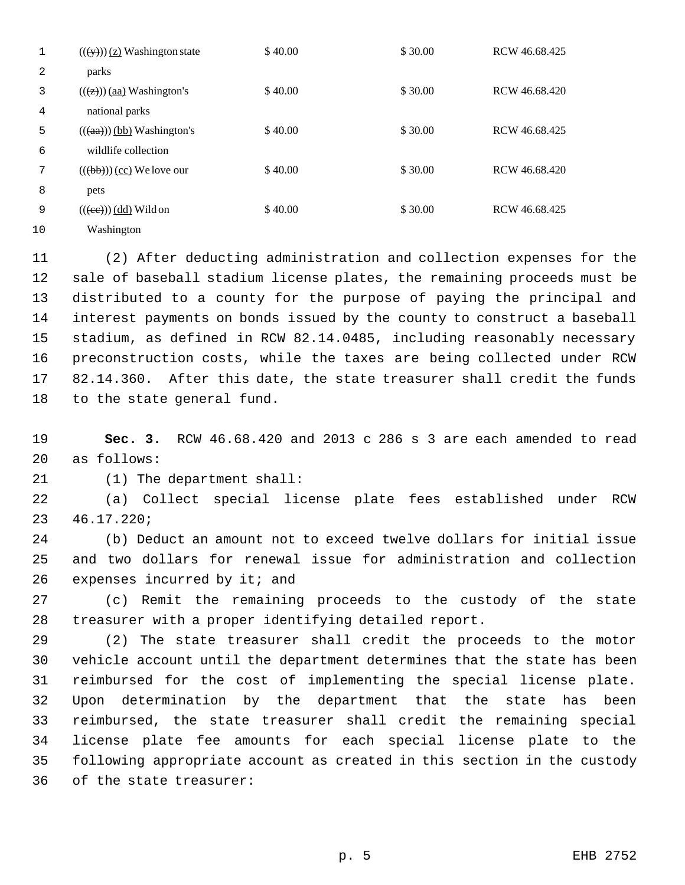| | | | |
|---|---|---|---|
| (((~~y~~))) <u>(z)</u> Washington state parks | $ 40.00 | $ 30.00 | RCW 46.68.425 |
| (((~~z~~))) <u>(aa)</u> Washington's national parks | $ 40.00 | $ 30.00 | RCW 46.68.420 |
| (((~~aa~~))) <u>(bb)</u> Washington's wildlife collection | $ 40.00 | $ 30.00 | RCW 46.68.425 |
| (((~~bb~~))) <u>(cc)</u> We love our pets | $ 40.00 | $ 30.00 | RCW 46.68.420 |
| (((~~cc~~))) <u>(dd)</u> Wild on Washington | $ 40.00 | $ 30.00 | RCW 46.68.425 |

(2) After deducting administration and collection expenses for the sale of baseball stadium license plates, the remaining proceeds must be distributed to a county for the purpose of paying the principal and interest payments on bonds issued by the county to construct a baseball stadium, as defined in RCW 82.14.0485, including reasonably necessary preconstruction costs, while the taxes are being collected under RCW 82.14.360. After this date, the state treasurer shall credit the funds to the state general fund.

**Sec. 3.** RCW 46.68.420 and 2013 c 286 s 3 are each amended to read as follows:

(1) The department shall:

(a) Collect special license plate fees established under RCW 46.17.220;

(b) Deduct an amount not to exceed twelve dollars for initial issue and two dollars for renewal issue for administration and collection expenses incurred by it; and

(c) Remit the remaining proceeds to the custody of the state treasurer with a proper identifying detailed report.

(2) The state treasurer shall credit the proceeds to the motor vehicle account until the department determines that the state has been reimbursed for the cost of implementing the special license plate. Upon determination by the department that the state has been reimbursed, the state treasurer shall credit the remaining special license plate fee amounts for each special license plate to the following appropriate account as created in this section in the custody of the state treasurer: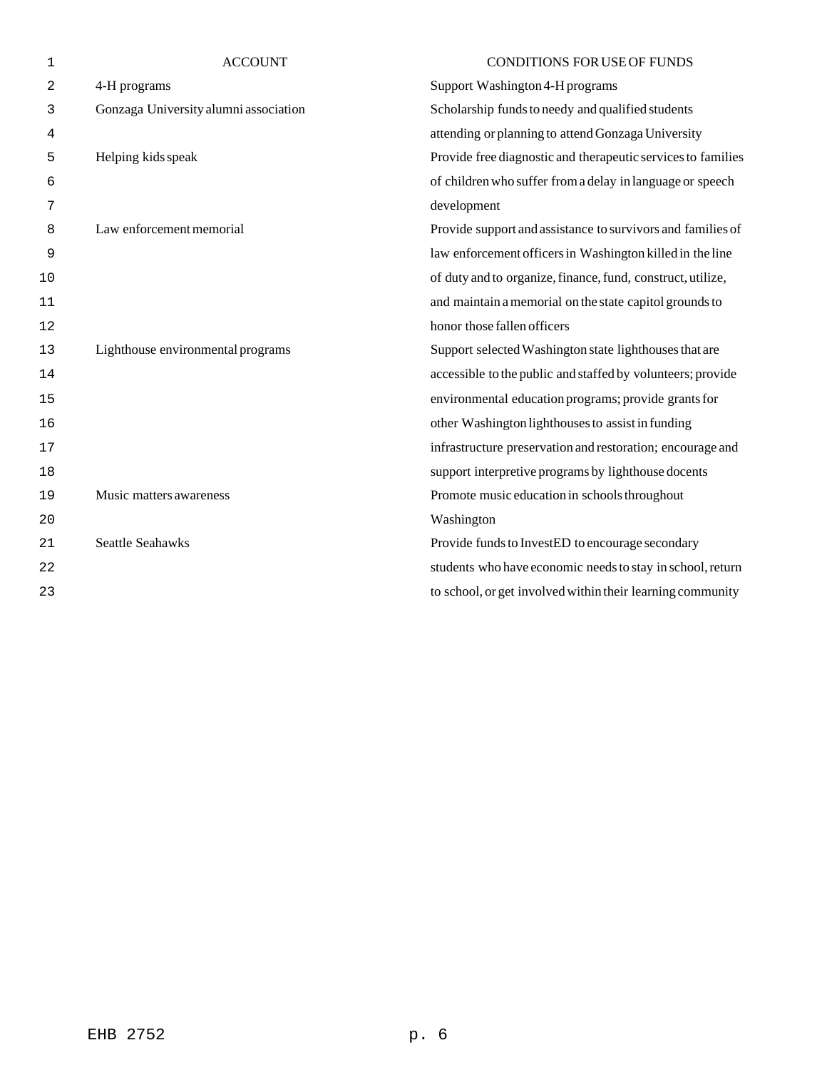| ACCOUNT | CONDITIONS FOR USE OF FUNDS |
| --- | --- |
| 4-H programs | Support Washington 4-H programs |
| Gonzaga University alumni association | Scholarship funds to needy and qualified students attending or planning to attend Gonzaga University |
| Helping kids speak | Provide free diagnostic and therapeutic services to families of children who suffer from a delay in language or speech development |
| Law enforcement memorial | Provide support and assistance to survivors and families of law enforcement officers in Washington killed in the line of duty and to organize, finance, fund, construct, utilize, and maintain a memorial on the state capitol grounds to honor those fallen officers |
| Lighthouse environmental programs | Support selected Washington state lighthouses that are accessible to the public and staffed by volunteers; provide environmental education programs; provide grants for other Washington lighthouses to assist in funding infrastructure preservation and restoration; encourage and support interpretive programs by lighthouse docents |
| Music matters awareness | Promote music education in schools throughout Washington |
| Seattle Seahawks | Provide funds to InvestED to encourage secondary students who have economic needs to stay in school, return to school, or get involved within their learning community |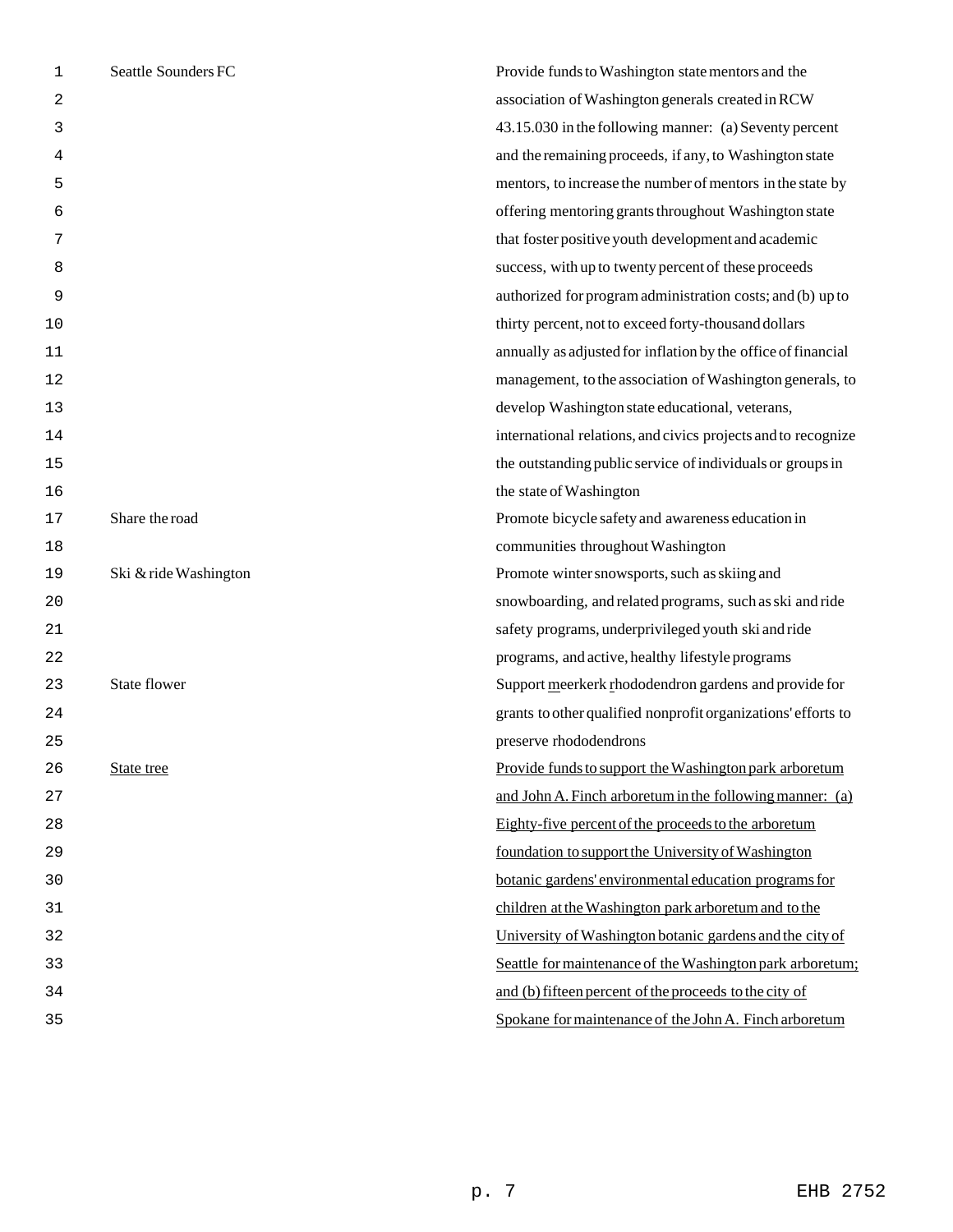| | |
|---|---|
| Seattle Sounders FC | Provide funds to Washington state mentors and the association of Washington generals created in RCW 43.15.030 in the following manner: (a) Seventy percent and the remaining proceeds, if any, to Washington state mentors, to increase the number of mentors in the state by offering mentoring grants throughout Washington state that foster positive youth development and academic success, with up to twenty percent of these proceeds authorized for program administration costs; and (b) up to thirty percent, not to exceed forty-thousand dollars annually as adjusted for inflation by the office of financial management, to the association of Washington generals, to develop Washington state educational, veterans, international relations, and civics projects and to recognize the outstanding public service of individuals or groups in the state of Washington |
| Share the road | Promote bicycle safety and awareness education in communities throughout Washington |
| Ski & ride Washington | Promote winter snowsports, such as skiing and snowboarding, and related programs, such as ski and ride safety programs, underprivileged youth ski and ride programs, and active, healthy lifestyle programs |
| State flower | Support meerkerk rhododendron gardens and provide for grants to other qualified nonprofit organizations' efforts to preserve rhododendrons |
| State tree | Provide funds to support the Washington park arboretum and John A. Finch arboretum in the following manner: (a) Eighty-five percent of the proceeds to the arboretum foundation to support the University of Washington botanic gardens' environmental education programs for children at the Washington park arboretum and to the University of Washington botanic gardens and the city of Seattle for maintenance of the Washington park arboretum; and (b) fifteen percent of the proceeds to the city of Spokane for maintenance of the John A. Finch arboretum |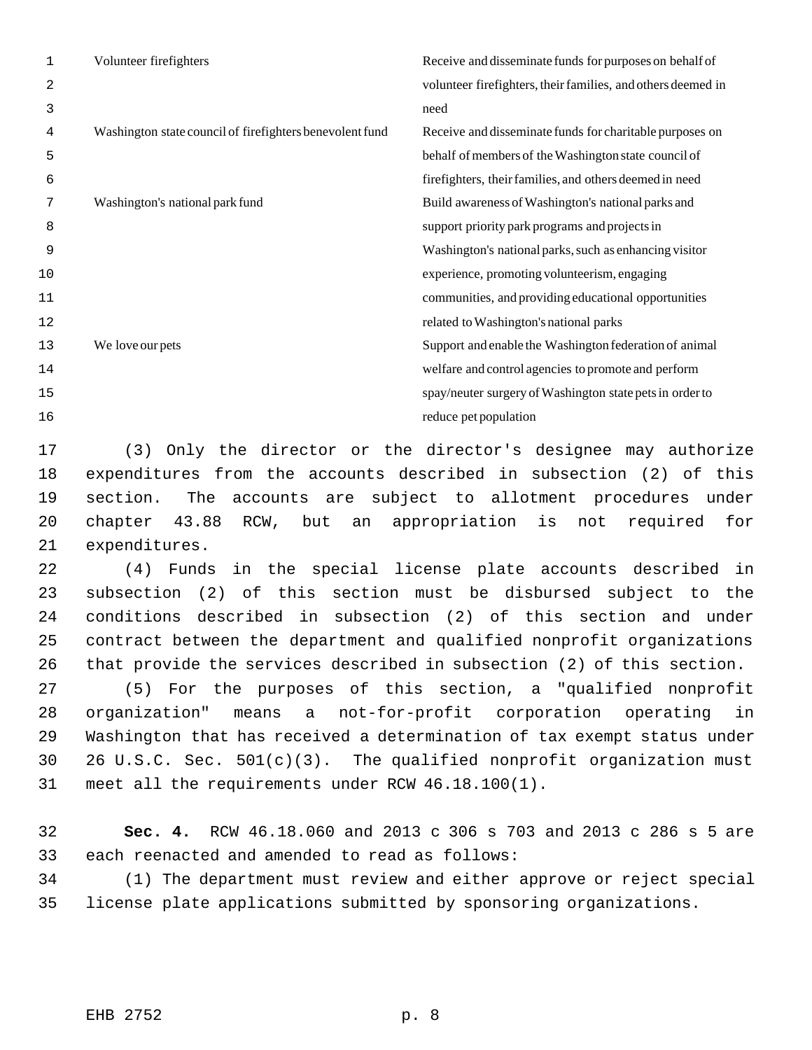| | |
|---|---|
| Volunteer firefighters | Receive and disseminate funds for purposes on behalf of volunteer firefighters, their families, and others deemed in need |
| Washington state council of firefighters benevolent fund | Receive and disseminate funds for charitable purposes on behalf of members of the Washington state council of firefighters, their families, and others deemed in need |
| Washington's national park fund | Build awareness of Washington's national parks and support priority park programs and projects in Washington's national parks, such as enhancing visitor experience, promoting volunteerism, engaging communities, and providing educational opportunities related to Washington's national parks |
| We love our pets | Support and enable the Washington federation of animal welfare and control agencies to promote and perform spay/neuter surgery of Washington state pets in order to reduce pet population |

(3) Only the director or the director's designee may authorize expenditures from the accounts described in subsection (2) of this section. The accounts are subject to allotment procedures under chapter 43.88 RCW, but an appropriation is not required for expenditures.

(4) Funds in the special license plate accounts described in subsection (2) of this section must be disbursed subject to the conditions described in subsection (2) of this section and under contract between the department and qualified nonprofit organizations that provide the services described in subsection (2) of this section.

(5) For the purposes of this section, a "qualified nonprofit organization" means a not-for-profit corporation operating in Washington that has received a determination of tax exempt status under 26 U.S.C. Sec. 501(c)(3). The qualified nonprofit organization must meet all the requirements under RCW 46.18.100(1).

**Sec. 4.** RCW 46.18.060 and 2013 c 306 s 703 and 2013 c 286 s 5 are each reenacted and amended to read as follows:

(1) The department must review and either approve or reject special license plate applications submitted by sponsoring organizations.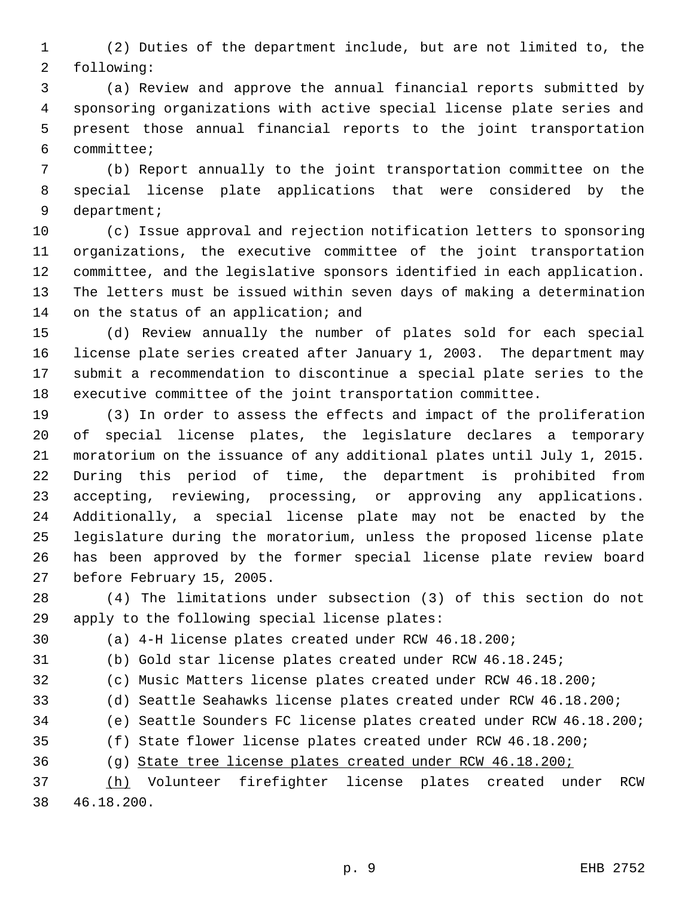(2) Duties of the department include, but are not limited to, the following:

(a) Review and approve the annual financial reports submitted by sponsoring organizations with active special license plate series and present those annual financial reports to the joint transportation committee;

(b) Report annually to the joint transportation committee on the special license plate applications that were considered by the department;

(c) Issue approval and rejection notification letters to sponsoring organizations, the executive committee of the joint transportation committee, and the legislative sponsors identified in each application. The letters must be issued within seven days of making a determination on the status of an application; and

(d) Review annually the number of plates sold for each special license plate series created after January 1, 2003. The department may submit a recommendation to discontinue a special plate series to the executive committee of the joint transportation committee.

(3) In order to assess the effects and impact of the proliferation of special license plates, the legislature declares a temporary moratorium on the issuance of any additional plates until July 1, 2015. During this period of time, the department is prohibited from accepting, reviewing, processing, or approving any applications. Additionally, a special license plate may not be enacted by the legislature during the moratorium, unless the proposed license plate has been approved by the former special license plate review board before February 15, 2005.

(4) The limitations under subsection (3) of this section do not apply to the following special license plates:

(a) 4-H license plates created under RCW 46.18.200;

(b) Gold star license plates created under RCW 46.18.245;

(c) Music Matters license plates created under RCW 46.18.200;

(d) Seattle Seahawks license plates created under RCW 46.18.200;

(e) Seattle Sounders FC license plates created under RCW 46.18.200;

(f) State flower license plates created under RCW 46.18.200;

(g) <u>State tree license plates created under RCW 46.18.200;</u>

<u>(h)</u> Volunteer firefighter license plates created under RCW 46.18.200.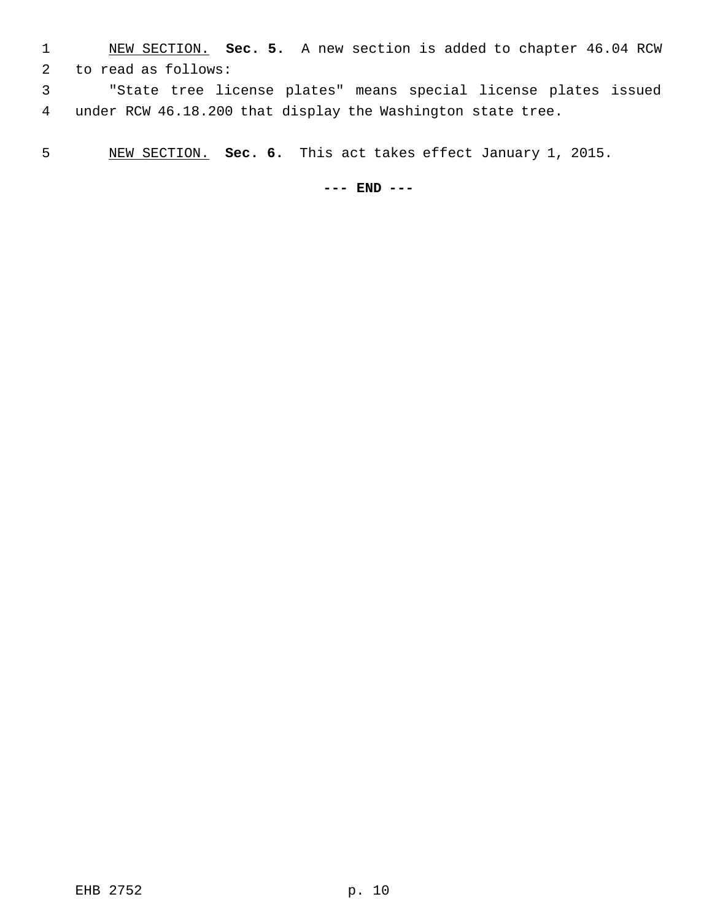NEW SECTION. **Sec. 5.** A new section is added to chapter 46.04 RCW to read as follows:

"State tree license plates" means special license plates issued under RCW 46.18.200 that display the Washington state tree.

NEW SECTION. **Sec. 6.** This act takes effect January 1, 2015.

**--- END ---**